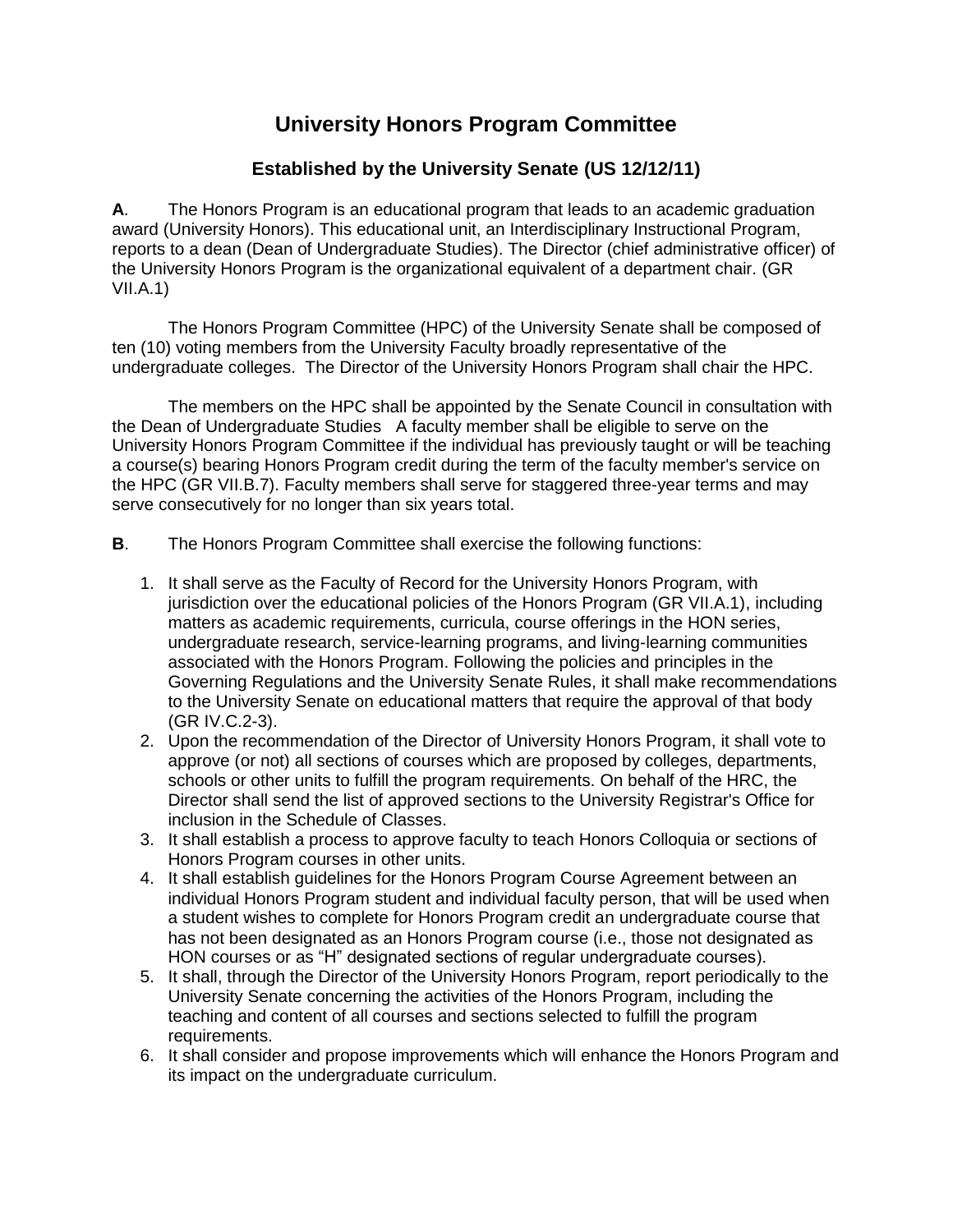# University Honors Program Committee

## Established by the University Senate (US 12/12/11)

**A**. The Honors Program is an educational program that leads to an academic graduation award (University Honors). This educational unit, an Interdisciplinary Instructional Program, reports to a dean (Dean of Undergraduate Studies). The Director (chief administrative officer) of the University Honors Program is the organizational equivalent of a department chair. (GR VII.A.1)

The Honors Program Committee (HPC) of the University Senate shall be composed of ten (10) voting members from the University Faculty broadly representative of the undergraduate colleges. The Director of the University Honors Program shall chair the HPC.

The members on the HPC shall be appointed by the Senate Council in consultation with the Dean of Undergraduate Studies A faculty member shall be eligible to serve on the University Honors Program Committee if the individual has previously taught or will be teaching a course(s) bearing Honors Program credit during the term of the faculty member's service on the HPC (GR VII.B.7). Faculty members shall serve for staggered three-year terms and may serve consecutively for no longer than six years total.

**B**. The Honors Program Committee shall exercise the following functions:

1. It shall serve as the Faculty of Record for the University Honors Program, with jurisdiction over the educational policies of the Honors Program (GR VII.A.1), including matters as academic requirements, curricula, course offerings in the HON series, undergraduate research, service-learning programs, and living-learning communities associated with the Honors Program. Following the policies and principles in the Governing Regulations and the University Senate Rules, it shall make recommendations to the University Senate on educational matters that require the approval of that body (GR IV.C.2-3).
2. Upon the recommendation of the Director of University Honors Program, it shall vote to approve (or not) all sections of courses which are proposed by colleges, departments, schools or other units to fulfill the program requirements. On behalf of the HRC, the Director shall send the list of approved sections to the University Registrar's Office for inclusion in the Schedule of Classes.
3. It shall establish a process to approve faculty to teach Honors Colloquia or sections of Honors Program courses in other units.
4. It shall establish guidelines for the Honors Program Course Agreement between an individual Honors Program student and individual faculty person, that will be used when a student wishes to complete for Honors Program credit an undergraduate course that has not been designated as an Honors Program course (i.e., those not designated as HON courses or as "H" designated sections of regular undergraduate courses).
5. It shall, through the Director of the University Honors Program, report periodically to the University Senate concerning the activities of the Honors Program, including the teaching and content of all courses and sections selected to fulfill the program requirements.
6. It shall consider and propose improvements which will enhance the Honors Program and its impact on the undergraduate curriculum.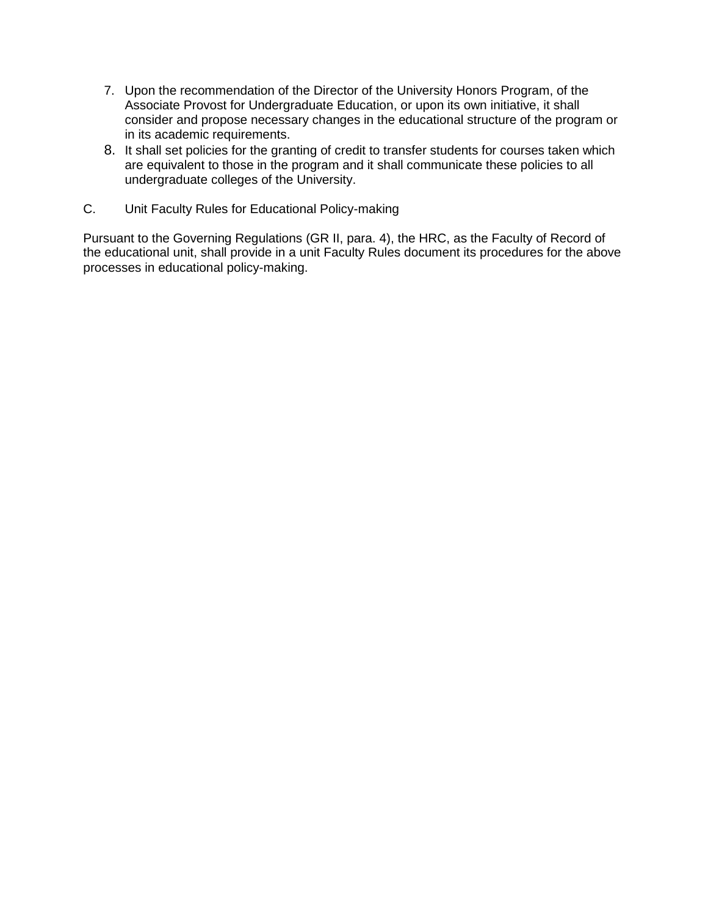7. Upon the recommendation of the Director of the University Honors Program, of the Associate Provost for Undergraduate Education, or upon its own initiative, it shall consider and propose necessary changes in the educational structure of the program or in its academic requirements.
8. It shall set policies for the granting of credit to transfer students for courses taken which are equivalent to those in the program and it shall communicate these policies to all undergraduate colleges of the University.

C. Unit Faculty Rules for Educational Policy-making

Pursuant to the Governing Regulations (GR II, para. 4), the HRC, as the Faculty of Record of the educational unit, shall provide in a unit Faculty Rules document its procedures for the above processes in educational policy-making.